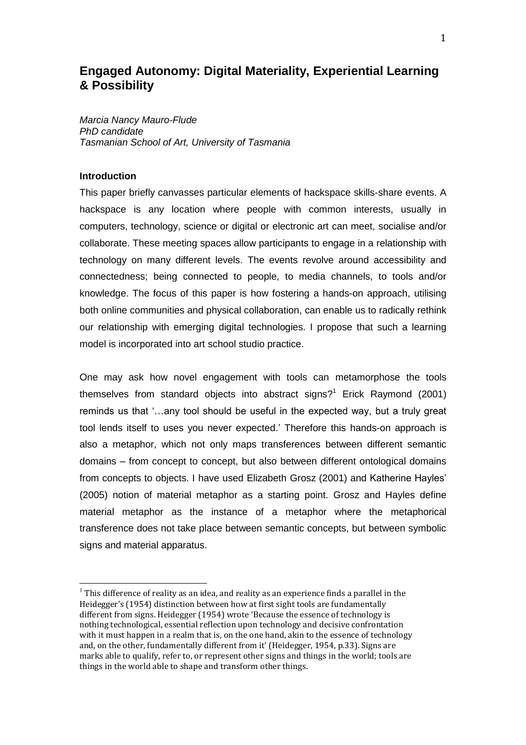# Engaged Autonomy: Digital Materiality, Experiential Learning & Possibility

*Marcia Nancy Mauro-Flude*
*PhD candidate*
*Tasmanian School of Art, University of Tasmania*

### Introduction

This paper briefly canvasses particular elements of hackspace skills-share events. A hackspace is any location where people with common interests, usually in computers, technology, science or digital or electronic art can meet, socialise and/or collaborate. These meeting spaces allow participants to engage in a relationship with technology on many different levels. The events revolve around accessibility and connectedness; being connected to people, to media channels, to tools and/or knowledge. The focus of this paper is how fostering a hands-on approach, utilising both online communities and physical collaboration, can enable us to radically rethink our relationship with emerging digital technologies. I propose that such a learning model is incorporated into art school studio practice.

One may ask how novel engagement with tools can metamorphose the tools themselves from standard objects into abstract signs?[1] Erick Raymond (2001) reminds us that '…any tool should be useful in the expected way, but a truly great tool lends itself to uses you never expected.' Therefore this hands-on approach is also a metaphor, which not only maps transferences between different semantic domains – from concept to concept, but also between different ontological domains from concepts to objects. I have used Elizabeth Grosz (2001) and Katherine Hayles' (2005) notion of material metaphor as a starting point. Grosz and Hayles define material metaphor as the instance of a metaphor where the metaphorical transference does not take place between semantic concepts, but between symbolic signs and material apparatus.

[1] This difference of reality as an idea, and reality as an experience finds a parallel in the Heidegger's (1954) distinction between how at first sight tools are fundamentally different from signs. Heidegger (1954) wrote 'Because the essence of technology is nothing technological, essential reflection upon technology and decisive confrontation with it must happen in a realm that is, on the one hand, akin to the essence of technology and, on the other, fundamentally different from it' (Heidegger, 1954, p.33). Signs are marks able to qualify, refer to, or represent other signs and things in the world; tools are things in the world able to shape and transform other things.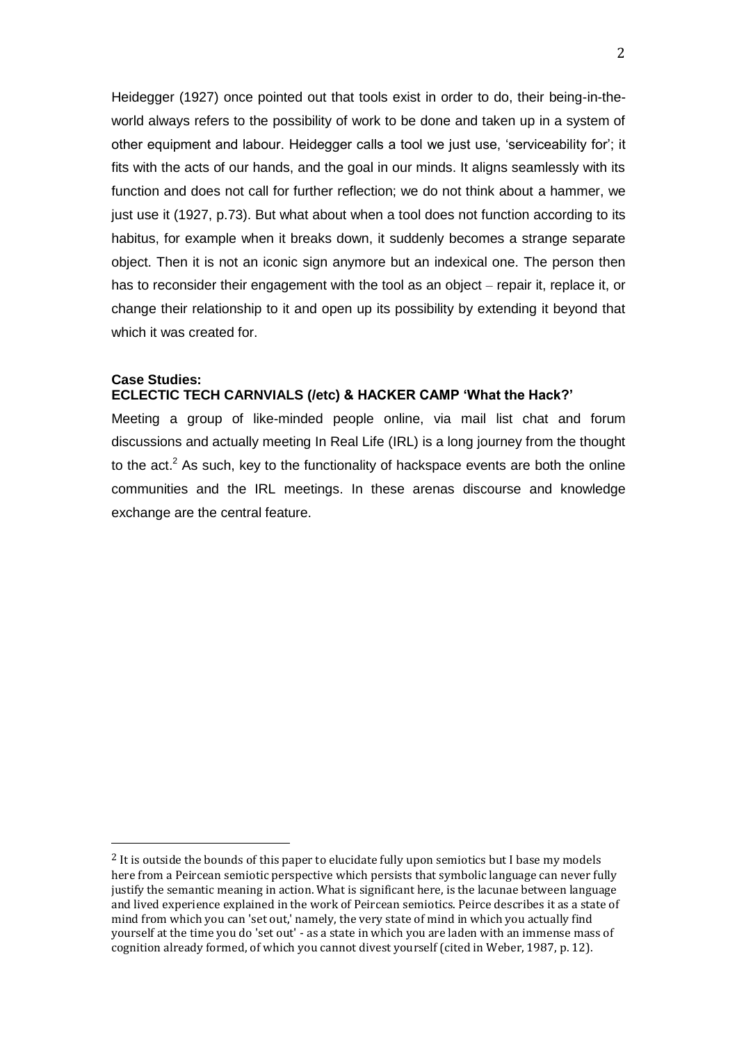Heidegger (1927) once pointed out that tools exist in order to do, their being-in-the-world always refers to the possibility of work to be done and taken up in a system of other equipment and labour. Heidegger calls a tool we just use, 'serviceability for'; it fits with the acts of our hands, and the goal in our minds. It aligns seamlessly with its function and does not call for further reflection; we do not think about a hammer, we just use it (1927, p.73). But what about when a tool does not function according to its habitus, for example when it breaks down, it suddenly becomes a strange separate object. Then it is not an iconic sign anymore but an indexical one. The person then has to reconsider their engagement with the tool as an object – repair it, replace it, or change their relationship to it and open up its possibility by extending it beyond that which it was created for.

**Case Studies:**
**ECLECTIC TECH CARNVIALS (/etc) & HACKER CAMP 'What the Hack?'**

Meeting a group of like-minded people online, via mail list chat and forum discussions and actually meeting In Real Life (IRL) is a long journey from the thought to the act.[2] As such, key to the functionality of hackspace events are both the online communities and the IRL meetings. In these arenas discourse and knowledge exchange are the central feature.

---

[2] It is outside the bounds of this paper to elucidate fully upon semiotics but I base my models here from a Peircean semiotic perspective which persists that symbolic language can never fully justify the semantic meaning in action. What is significant here, is the lacunae between language and lived experience explained in the work of Peircean semiotics. Peirce describes it as a state of mind from which you can 'set out,' namely, the very state of mind in which you actually find yourself at the time you do 'set out' - as a state in which you are laden with an immense mass of cognition already formed, of which you cannot divest yourself (cited in Weber, 1987, p. 12).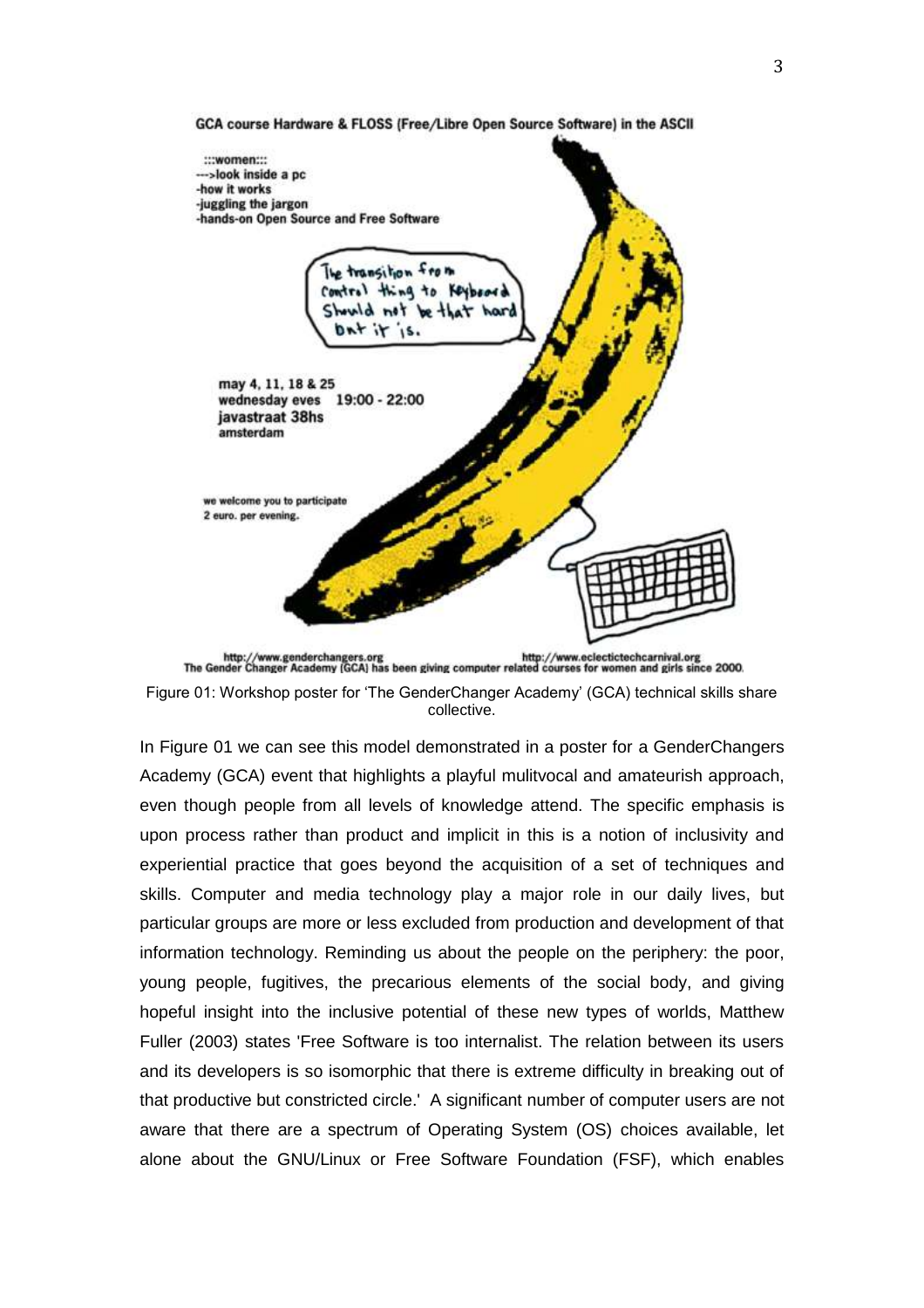Figure 01: Workshop poster for 'The GenderChanger Academy' (GCA) technical skills share collective.

In Figure 01 we can see this model demonstrated in a poster for a GenderChangers Academy (GCA) event that highlights a playful mulitvocal and amateurish approach, even though people from all levels of knowledge attend. The specific emphasis is upon process rather than product and implicit in this is a notion of inclusivity and experiential practice that goes beyond the acquisition of a set of techniques and skills. Computer and media technology play a major role in our daily lives, but particular groups are more or less excluded from production and development of that information technology. Reminding us about the people on the periphery: the poor, young people, fugitives, the precarious elements of the social body, and giving hopeful insight into the inclusive potential of these new types of worlds, Matthew Fuller (2003) states 'Free Software is too internalist. The relation between its users and its developers is so isomorphic that there is extreme difficulty in breaking out of that productive but constricted circle.' A significant number of computer users are not aware that there are a spectrum of Operating System (OS) choices available, let alone about the GNU/Linux or Free Software Foundation (FSF), which enables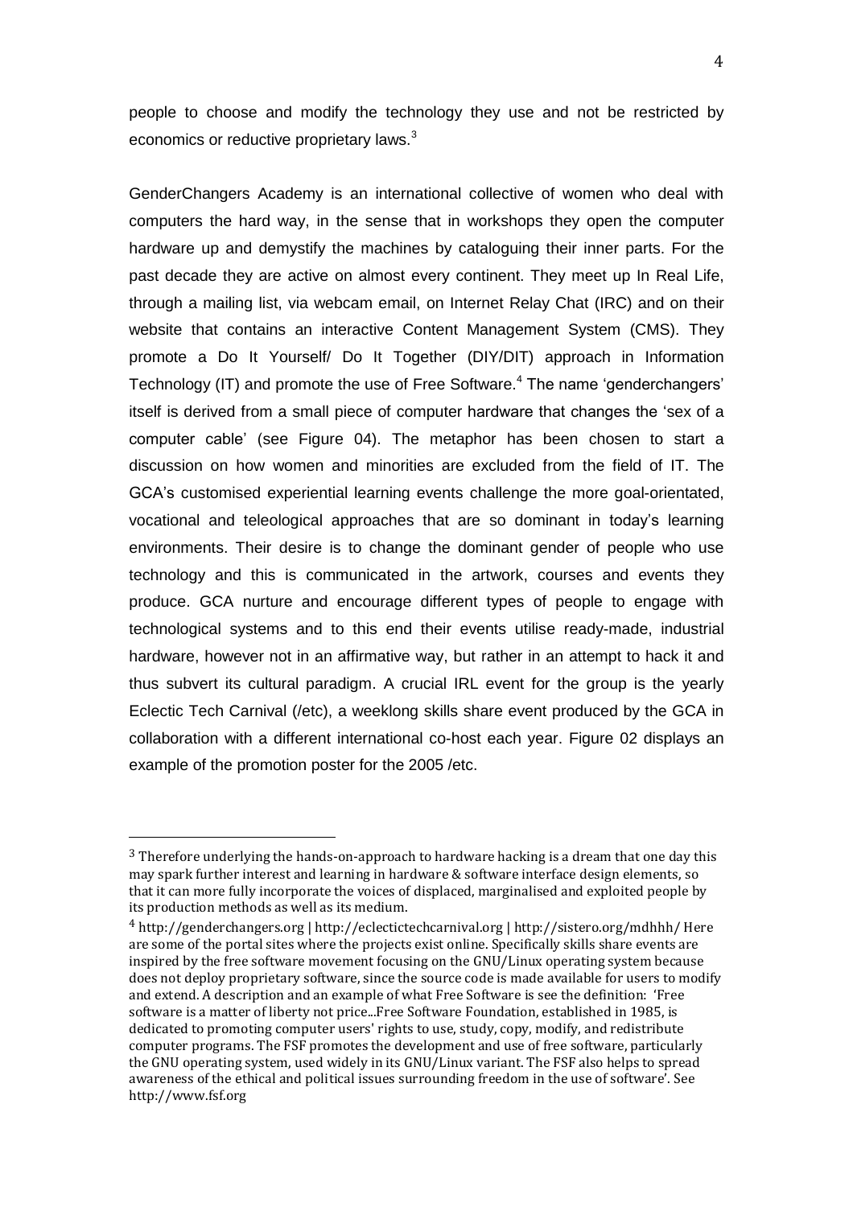people to choose and modify the technology they use and not be restricted by economics or reductive proprietary laws.[3]

GenderChangers Academy is an international collective of women who deal with computers the hard way, in the sense that in workshops they open the computer hardware up and demystify the machines by cataloguing their inner parts. For the past decade they are active on almost every continent. They meet up In Real Life, through a mailing list, via webcam email, on Internet Relay Chat (IRC) and on their website that contains an interactive Content Management System (CMS). They promote a Do It Yourself/ Do It Together (DIY/DIT) approach in Information Technology (IT) and promote the use of Free Software.[4] The name 'genderchangers' itself is derived from a small piece of computer hardware that changes the 'sex of a computer cable' (see Figure 04). The metaphor has been chosen to start a discussion on how women and minorities are excluded from the field of IT. The GCA's customised experiential learning events challenge the more goal-orientated, vocational and teleological approaches that are so dominant in today's learning environments. Their desire is to change the dominant gender of people who use technology and this is communicated in the artwork, courses and events they produce. GCA nurture and encourage different types of people to engage with technological systems and to this end their events utilise ready-made, industrial hardware, however not in an affirmative way, but rather in an attempt to hack it and thus subvert its cultural paradigm. A crucial IRL event for the group is the yearly Eclectic Tech Carnival (/etc), a weeklong skills share event produced by the GCA in collaboration with a different international co-host each year. Figure 02 displays an example of the promotion poster for the 2005 /etc.

---

[3] Therefore underlying the hands-on-approach to hardware hacking is a dream that one day this may spark further interest and learning in hardware & software interface design elements, so that it can more fully incorporate the voices of displaced, marginalised and exploited people by its production methods as well as its medium.

[4] http://genderchangers.org | http://eclectictechcarnival.org | http://sistero.org/mdhhh/ Here are some of the portal sites where the projects exist online. Specifically skills share events are inspired by the free software movement focusing on the GNU/Linux operating system because does not deploy proprietary software, since the source code is made available for users to modify and extend. A description and an example of what Free Software is see the definition: 'Free software is a matter of liberty not price...Free Software Foundation, established in 1985, is dedicated to promoting computer users' rights to use, study, copy, modify, and redistribute computer programs. The FSF promotes the development and use of free software, particularly the GNU operating system, used widely in its GNU/Linux variant. The FSF also helps to spread awareness of the ethical and political issues surrounding freedom in the use of software'. See http://www.fsf.org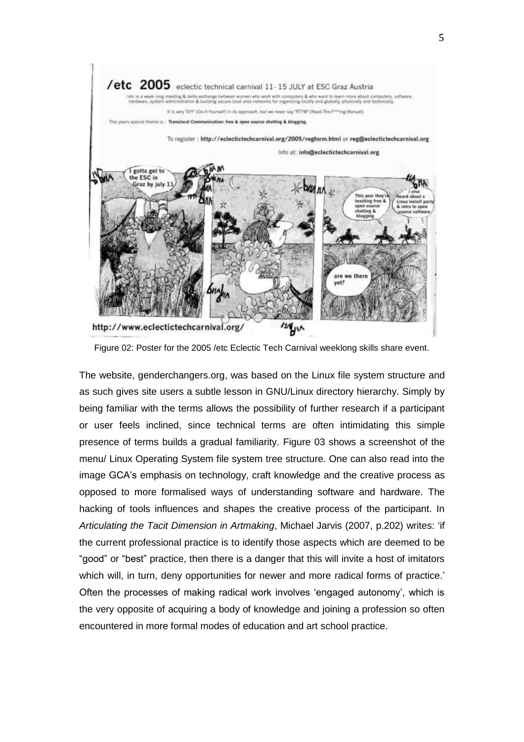Figure 02: Poster for the 2005 /etc Eclectic Tech Carnival weeklong skills share event.

The website, genderchangers.org, was based on the Linux file system structure and as such gives site users a subtle lesson in GNU/Linux directory hierarchy. Simply by being familiar with the terms allows the possibility of further research if a participant or user feels inclined, since technical terms are often intimidating this simple presence of terms builds a gradual familiarity. Figure 03 shows a screenshot of the menu/ Linux Operating System file system tree structure. One can also read into the image GCA's emphasis on technology, craft knowledge and the creative process as opposed to more formalised ways of understanding software and hardware. The hacking of tools influences and shapes the creative process of the participant. In *Articulating the Tacit Dimension in Artmaking*, Michael Jarvis (2007, p.202) writes: 'if the current professional practice is to identify those aspects which are deemed to be "good" or "best" practice, then there is a danger that this will invite a host of imitators which will, in turn, deny opportunities for newer and more radical forms of practice.' Often the processes of making radical work involves 'engaged autonomy', which is the very opposite of acquiring a body of knowledge and joining a profession so often encountered in more formal modes of education and art school practice.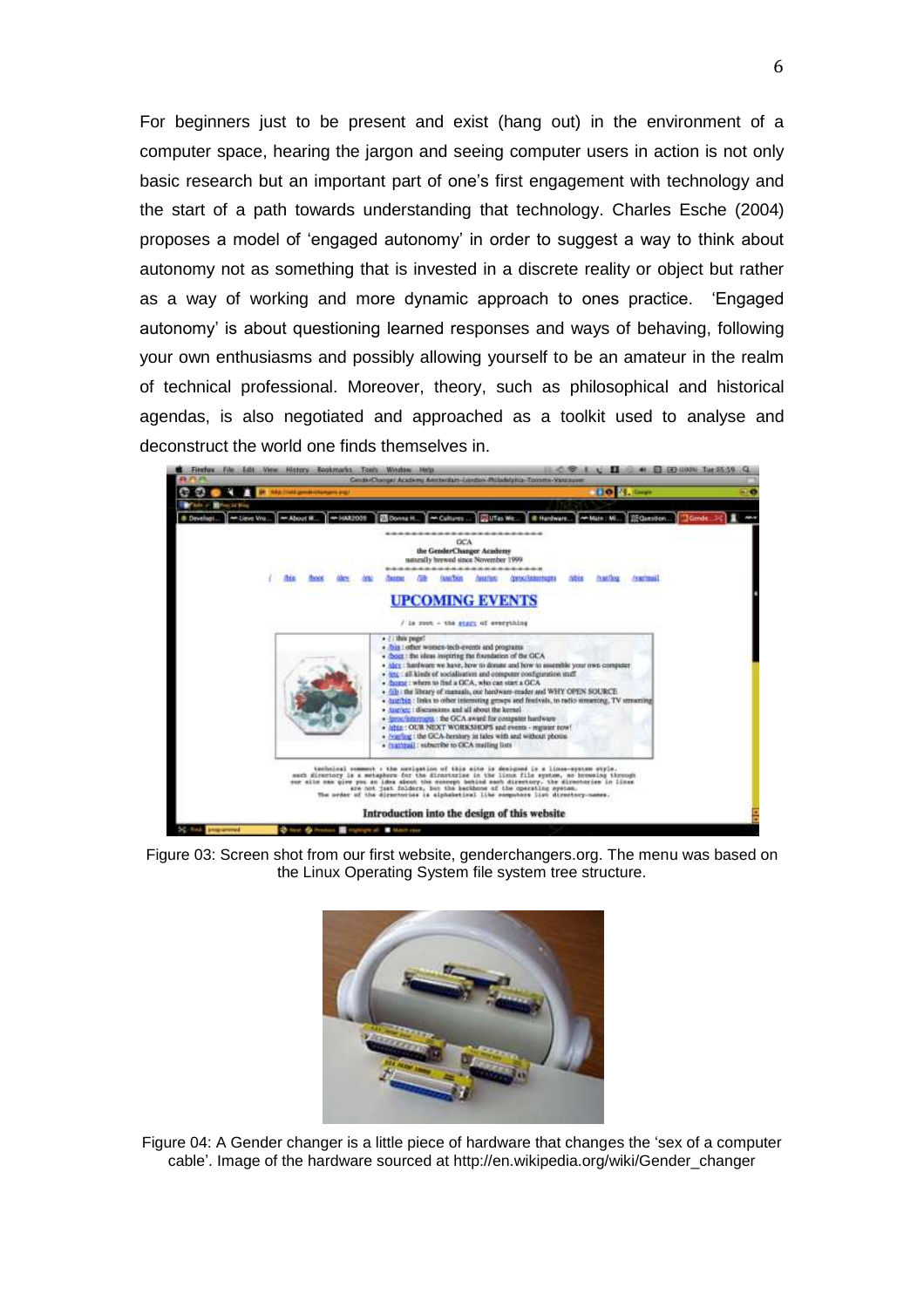For beginners just to be present and exist (hang out) in the environment of a computer space, hearing the jargon and seeing computer users in action is not only basic research but an important part of one's first engagement with technology and the start of a path towards understanding that technology. Charles Esche (2004) proposes a model of 'engaged autonomy' in order to suggest a way to think about autonomy not as something that is invested in a discrete reality or object but rather as a way of working and more dynamic approach to ones practice. 'Engaged autonomy' is about questioning learned responses and ways of behaving, following your own enthusiasms and possibly allowing yourself to be an amateur in the realm of technical professional. Moreover, theory, such as philosophical and historical agendas, is also negotiated and approached as a toolkit used to analyse and deconstruct the world one finds themselves in.

Figure 03: Screen shot from our first website, genderchangers.org. The menu was based on the Linux Operating System file system tree structure.

Figure 04: A Gender changer is a little piece of hardware that changes the 'sex of a computer cable'. Image of the hardware sourced at http://en.wikipedia.org/wiki/Gender_changer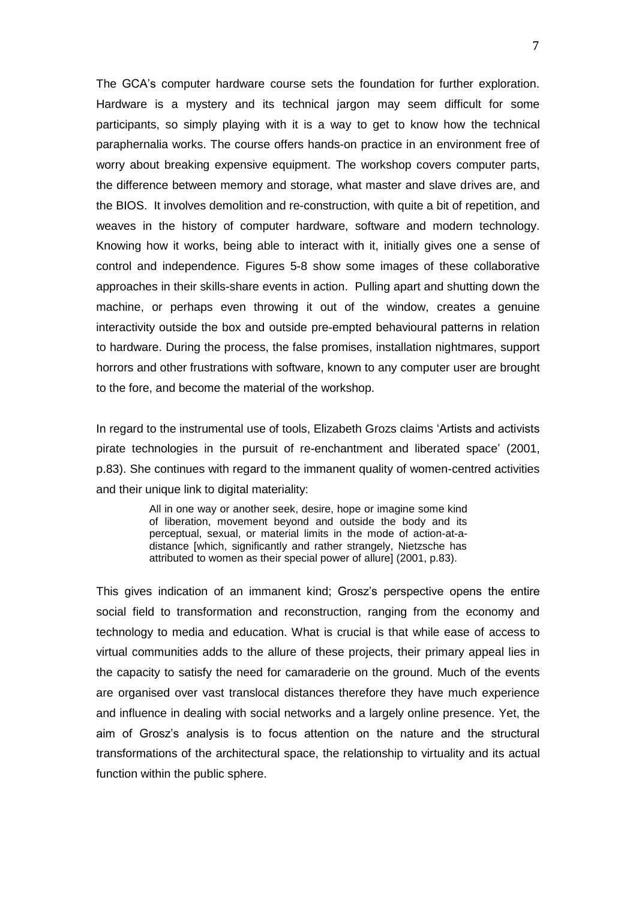The GCA's computer hardware course sets the foundation for further exploration. Hardware is a mystery and its technical jargon may seem difficult for some participants, so simply playing with it is a way to get to know how the technical paraphernalia works. The course offers hands-on practice in an environment free of worry about breaking expensive equipment. The workshop covers computer parts, the difference between memory and storage, what master and slave drives are, and the BIOS. It involves demolition and re-construction, with quite a bit of repetition, and weaves in the history of computer hardware, software and modern technology. Knowing how it works, being able to interact with it, initially gives one a sense of control and independence. Figures 5-8 show some images of these collaborative approaches in their skills-share events in action. Pulling apart and shutting down the machine, or perhaps even throwing it out of the window, creates a genuine interactivity outside the box and outside pre-empted behavioural patterns in relation to hardware. During the process, the false promises, installation nightmares, support horrors and other frustrations with software, known to any computer user are brought to the fore, and become the material of the workshop.

In regard to the instrumental use of tools, Elizabeth Grozs claims 'Artists and activists pirate technologies in the pursuit of re-enchantment and liberated space' (2001, p.83). She continues with regard to the immanent quality of women-centred activities and their unique link to digital materiality:

> All in one way or another seek, desire, hope or imagine some kind of liberation, movement beyond and outside the body and its perceptual, sexual, or material limits in the mode of action-at-a-distance [which, significantly and rather strangely, Nietzsche has attributed to women as their special power of allure] (2001, p.83).

This gives indication of an immanent kind; Grosz's perspective opens the entire social field to transformation and reconstruction, ranging from the economy and technology to media and education. What is crucial is that while ease of access to virtual communities adds to the allure of these projects, their primary appeal lies in the capacity to satisfy the need for camaraderie on the ground. Much of the events are organised over vast translocal distances therefore they have much experience and influence in dealing with social networks and a largely online presence. Yet, the aim of Grosz's analysis is to focus attention on the nature and the structural transformations of the architectural space, the relationship to virtuality and its actual function within the public sphere.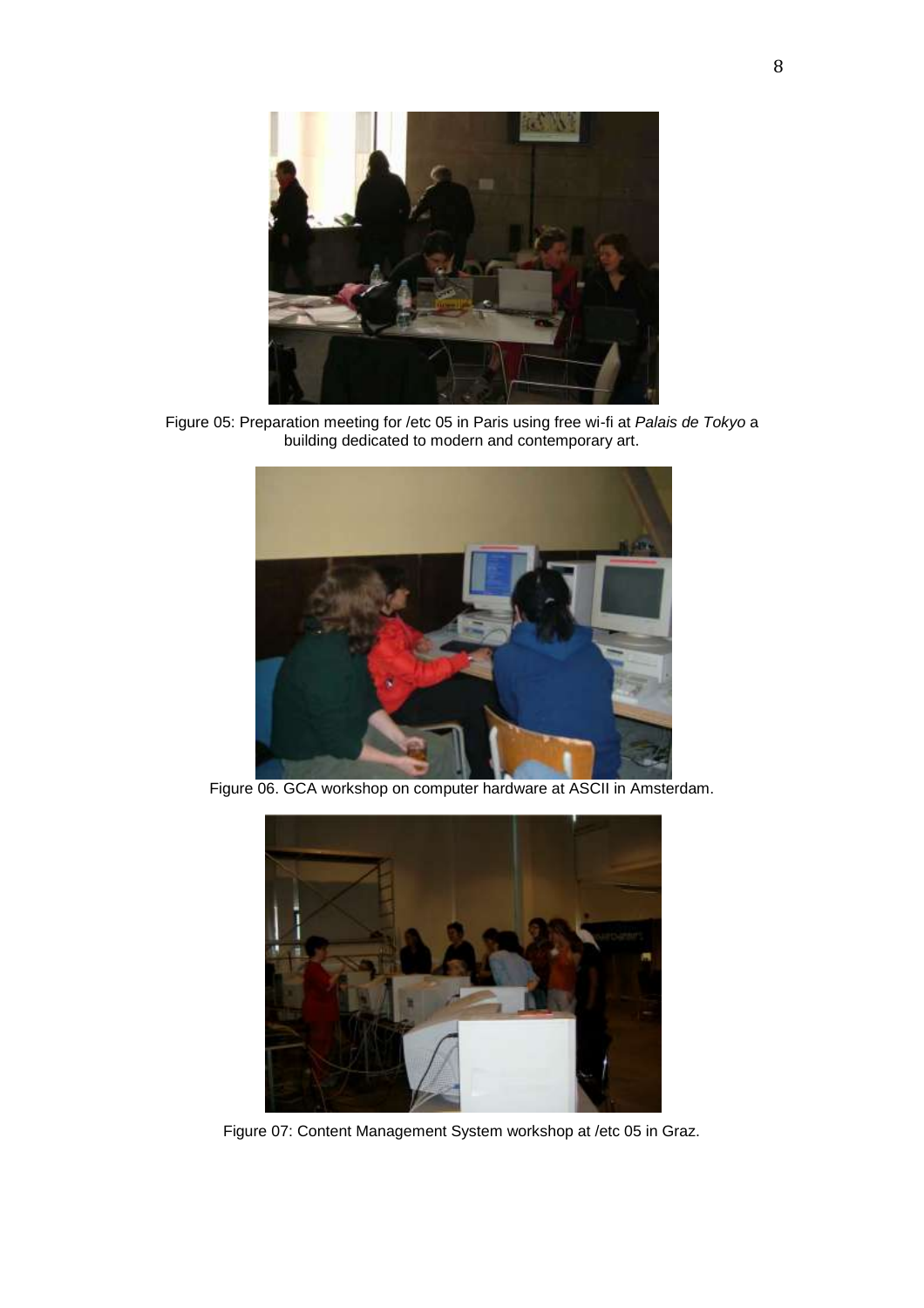Figure 05: Preparation meeting for /etc 05 in Paris using free wi-fi at *Palais de Tokyo* a building dedicated to modern and contemporary art.

Figure 06. GCA workshop on computer hardware at ASCII in Amsterdam.

Figure 07: Content Management System workshop at /etc 05 in Graz.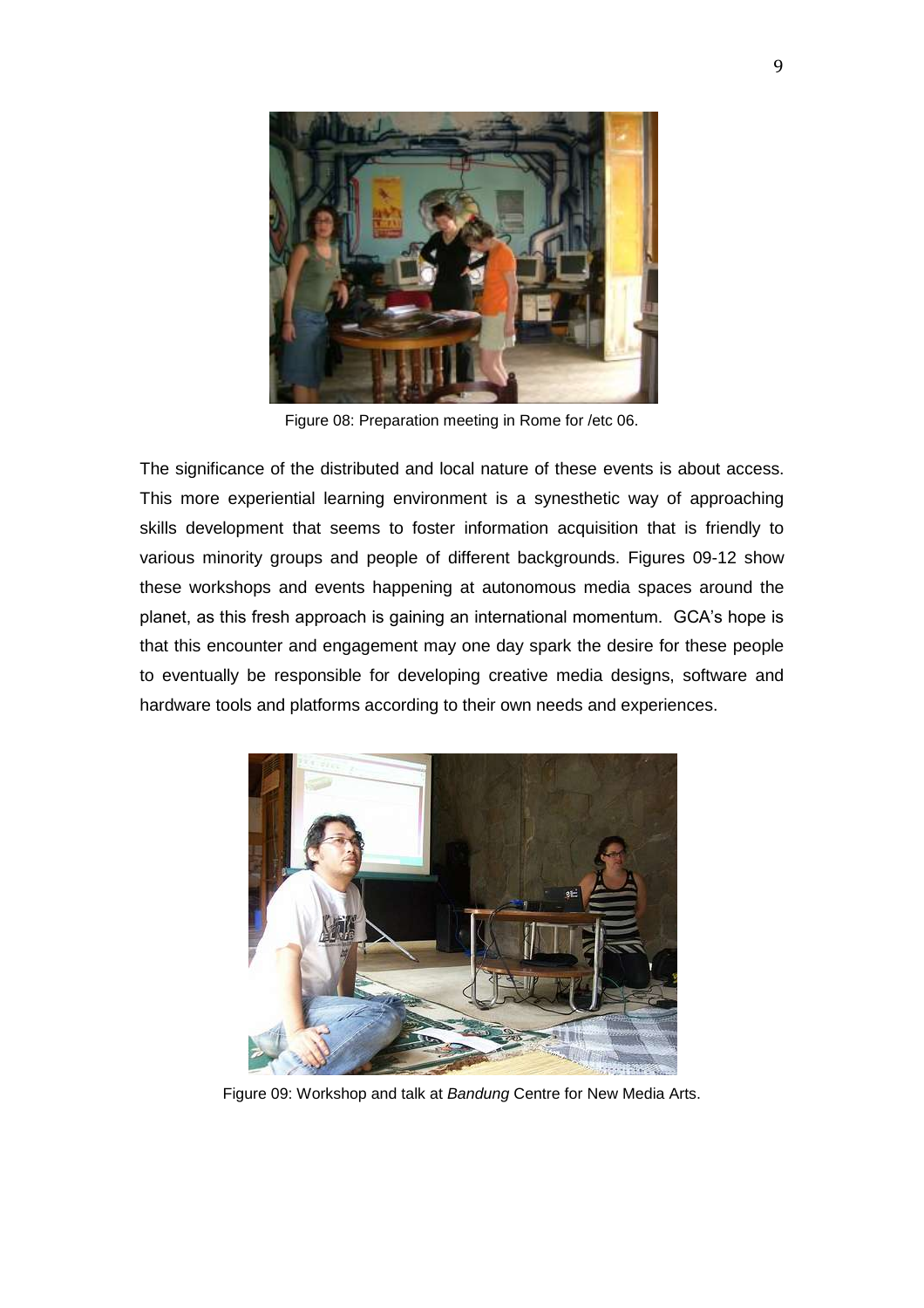Figure 08: Preparation meeting in Rome for /etc 06.

The significance of the distributed and local nature of these events is about access. This more experiential learning environment is a synesthetic way of approaching skills development that seems to foster information acquisition that is friendly to various minority groups and people of different backgrounds. Figures 09-12 show these workshops and events happening at autonomous media spaces around the planet, as this fresh approach is gaining an international momentum. GCA's hope is that this encounter and engagement may one day spark the desire for these people to eventually be responsible for developing creative media designs, software and hardware tools and platforms according to their own needs and experiences.

Figure 09: Workshop and talk at *Bandung* Centre for New Media Arts.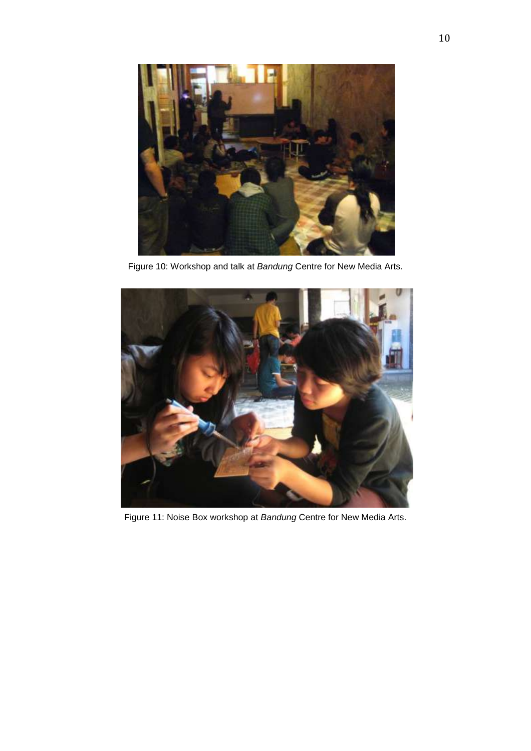Figure 10: Workshop and talk at *Bandung* Centre for New Media Arts.

Figure 11: Noise Box workshop at *Bandung* Centre for New Media Arts.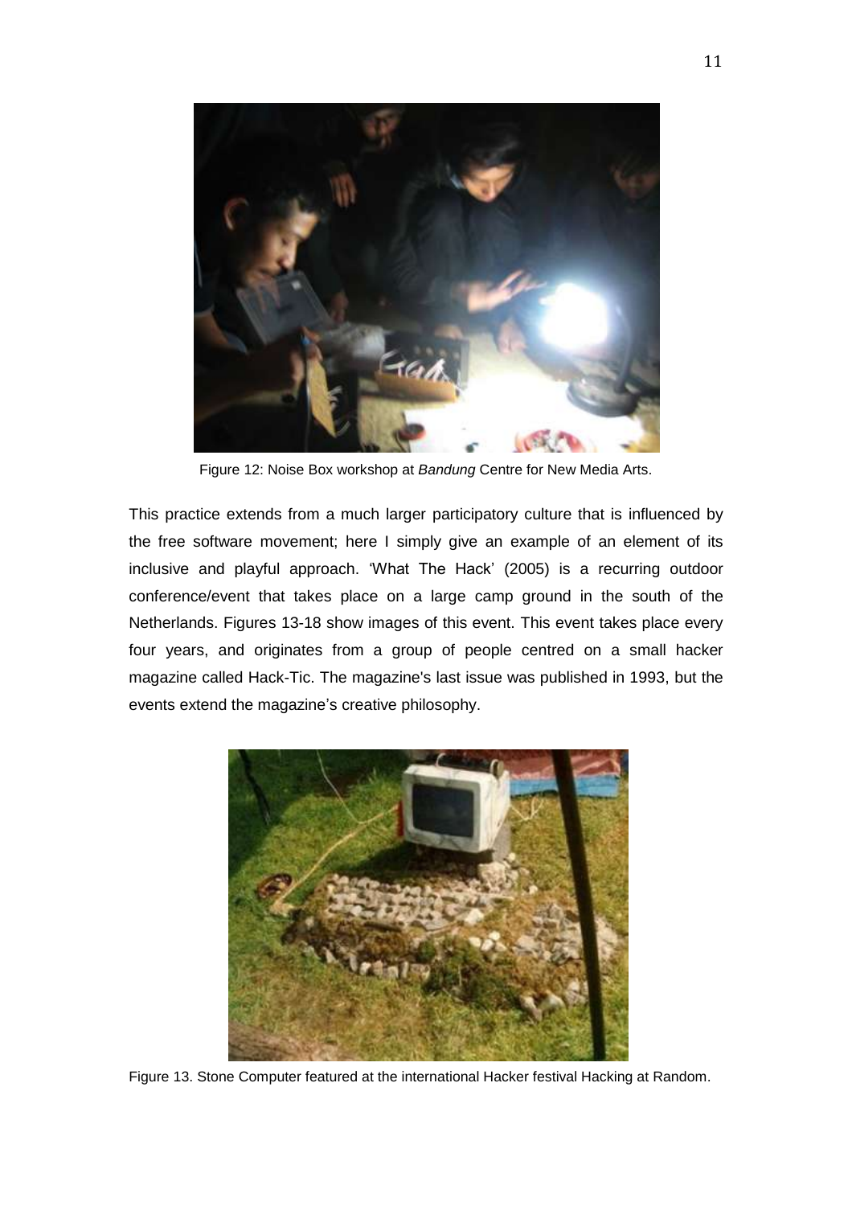Figure 12: Noise Box workshop at *Bandung* Centre for New Media Arts.

This practice extends from a much larger participatory culture that is influenced by the free software movement; here I simply give an example of an element of its inclusive and playful approach. 'What The Hack' (2005) is a recurring outdoor conference/event that takes place on a large camp ground in the south of the Netherlands. Figures 13-18 show images of this event. This event takes place every four years, and originates from a group of people centred on a small hacker magazine called Hack-Tic. The magazine's last issue was published in 1993, but the events extend the magazine's creative philosophy.

Figure 13. Stone Computer featured at the international Hacker festival Hacking at Random.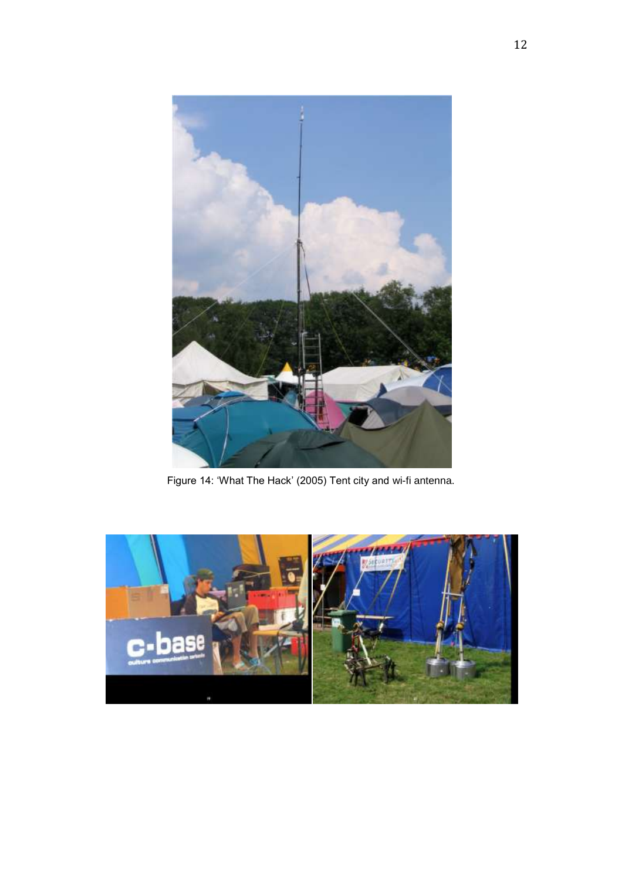Figure 14: 'What The Hack' (2005) Tent city and wi-fi antenna.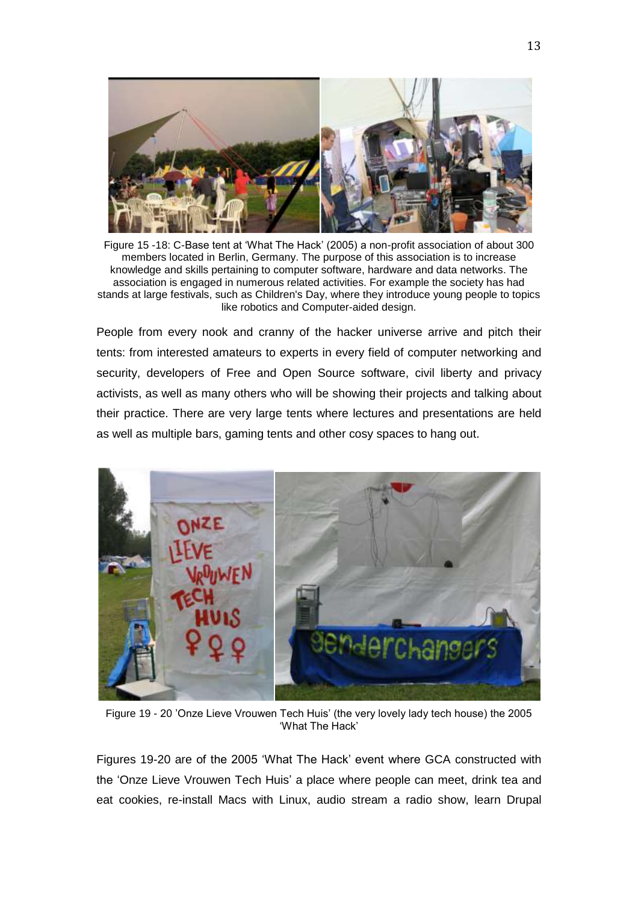Figure 15 -18: C-Base tent at 'What The Hack' (2005) a non-profit association of about 300 members located in Berlin, Germany. The purpose of this association is to increase knowledge and skills pertaining to computer software, hardware and data networks. The association is engaged in numerous related activities. For example the society has had stands at large festivals, such as Children's Day, where they introduce young people to topics like robotics and Computer-aided design.

People from every nook and cranny of the hacker universe arrive and pitch their tents: from interested amateurs to experts in every field of computer networking and security, developers of Free and Open Source software, civil liberty and privacy activists, as well as many others who will be showing their projects and talking about their practice. There are very large tents where lectures and presentations are held as well as multiple bars, gaming tents and other cosy spaces to hang out.

Figure 19 - 20 'Onze Lieve Vrouwen Tech Huis' (the very lovely lady tech house) the 2005 'What The Hack'

Figures 19-20 are of the 2005 'What The Hack' event where GCA constructed with the 'Onze Lieve Vrouwen Tech Huis' a place where people can meet, drink tea and eat cookies, re-install Macs with Linux, audio stream a radio show, learn Drupal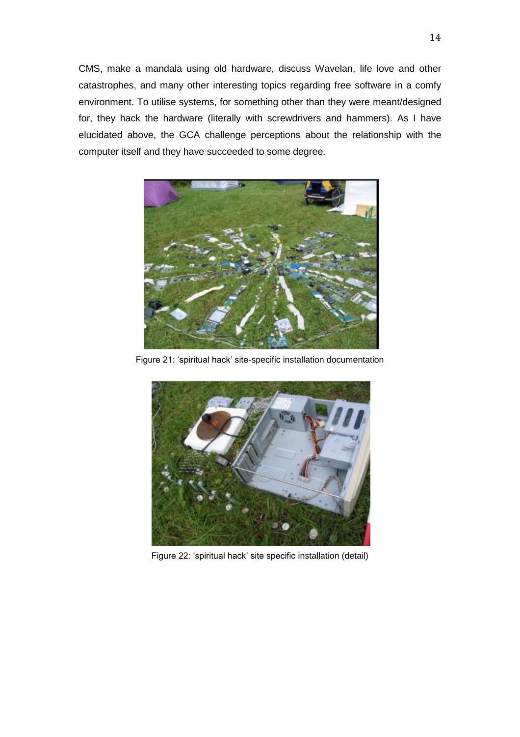CMS, make a mandala using old hardware, discuss Wavelan, life love and other catastrophes, and many other interesting topics regarding free software in a comfy environment. To utilise systems, for something other than they were meant/designed for, they hack the hardware (literally with screwdrivers and hammers). As I have elucidated above, the GCA challenge perceptions about the relationship with the computer itself and they have succeeded to some degree.

Figure 21: 'spiritual hack' site-specific installation documentation

Figure 22: 'spiritual hack' site specific installation (detail)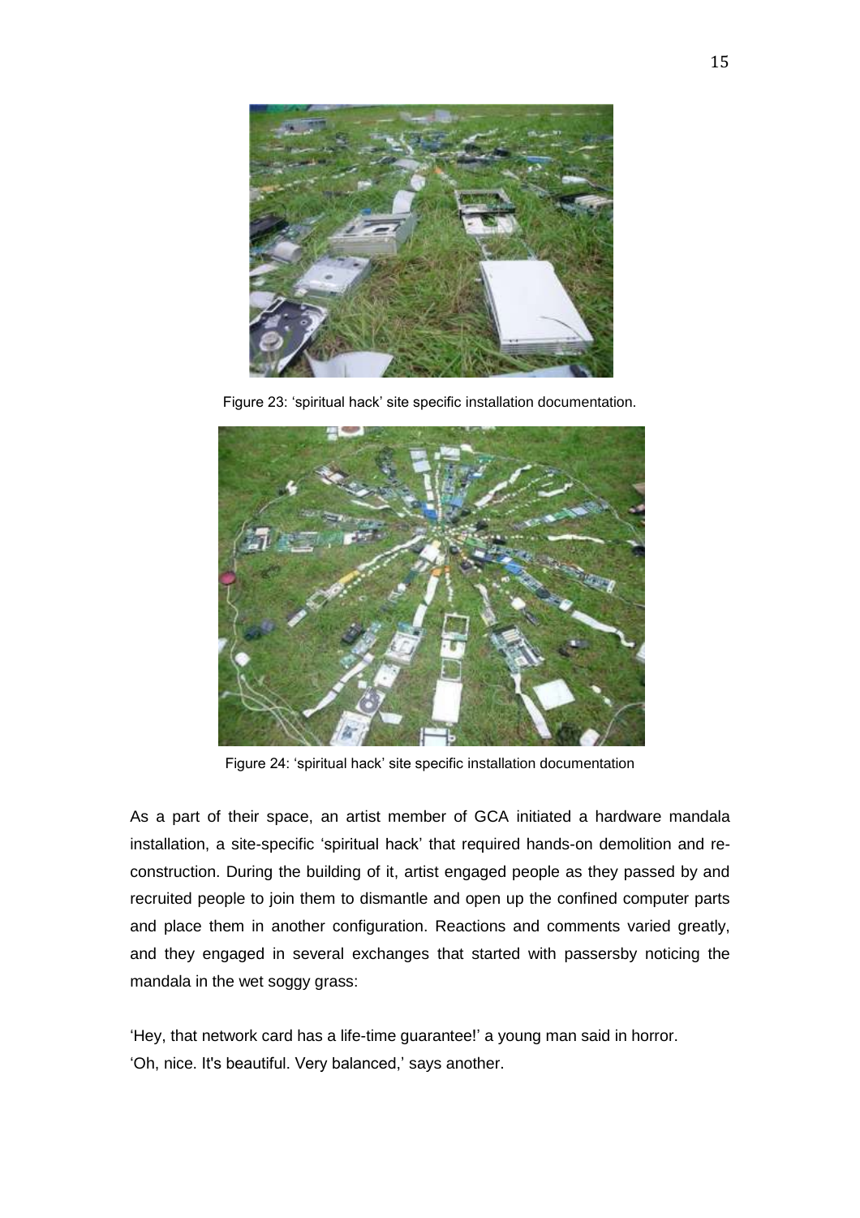Figure 23: 'spiritual hack' site specific installation documentation.

Figure 24: 'spiritual hack' site specific installation documentation

As a part of their space, an artist member of GCA initiated a hardware mandala installation, a site-specific 'spiritual hack' that required hands-on demolition and re-construction. During the building of it, artist engaged people as they passed by and recruited people to join them to dismantle and open up the confined computer parts and place them in another configuration. Reactions and comments varied greatly, and they engaged in several exchanges that started with passersby noticing the mandala in the wet soggy grass:

'Hey, that network card has a life-time guarantee!' a young man said in horror.
'Oh, nice. It's beautiful. Very balanced,' says another.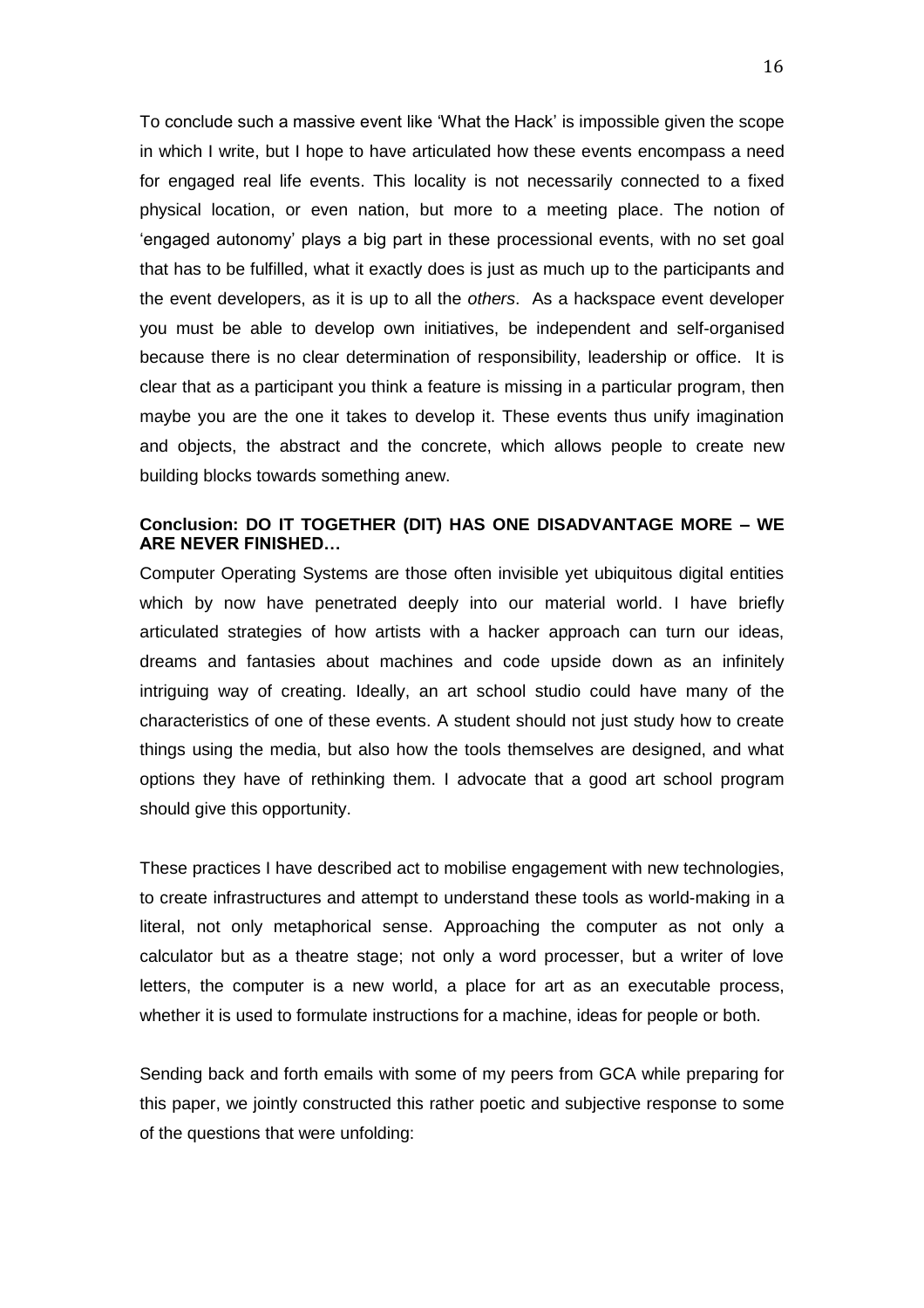To conclude such a massive event like 'What the Hack' is impossible given the scope in which I write, but I hope to have articulated how these events encompass a need for engaged real life events. This locality is not necessarily connected to a fixed physical location, or even nation, but more to a meeting place. The notion of 'engaged autonomy' plays a big part in these processional events, with no set goal that has to be fulfilled, what it exactly does is just as much up to the participants and the event developers, as it is up to all the *others*. As a hackspace event developer you must be able to develop own initiatives, be independent and self-organised because there is no clear determination of responsibility, leadership or office. It is clear that as a participant you think a feature is missing in a particular program, then maybe you are the one it takes to develop it. These events thus unify imagination and objects, the abstract and the concrete, which allows people to create new building blocks towards something anew.

### Conclusion: DO IT TOGETHER (DIT) HAS ONE DISADVANTAGE MORE – WE ARE NEVER FINISHED…

Computer Operating Systems are those often invisible yet ubiquitous digital entities which by now have penetrated deeply into our material world. I have briefly articulated strategies of how artists with a hacker approach can turn our ideas, dreams and fantasies about machines and code upside down as an infinitely intriguing way of creating. Ideally, an art school studio could have many of the characteristics of one of these events. A student should not just study how to create things using the media, but also how the tools themselves are designed, and what options they have of rethinking them. I advocate that a good art school program should give this opportunity.

These practices I have described act to mobilise engagement with new technologies, to create infrastructures and attempt to understand these tools as world-making in a literal, not only metaphorical sense. Approaching the computer as not only a calculator but as a theatre stage; not only a word processer, but a writer of love letters, the computer is a new world, a place for art as an executable process, whether it is used to formulate instructions for a machine, ideas for people or both.

Sending back and forth emails with some of my peers from GCA while preparing for this paper, we jointly constructed this rather poetic and subjective response to some of the questions that were unfolding: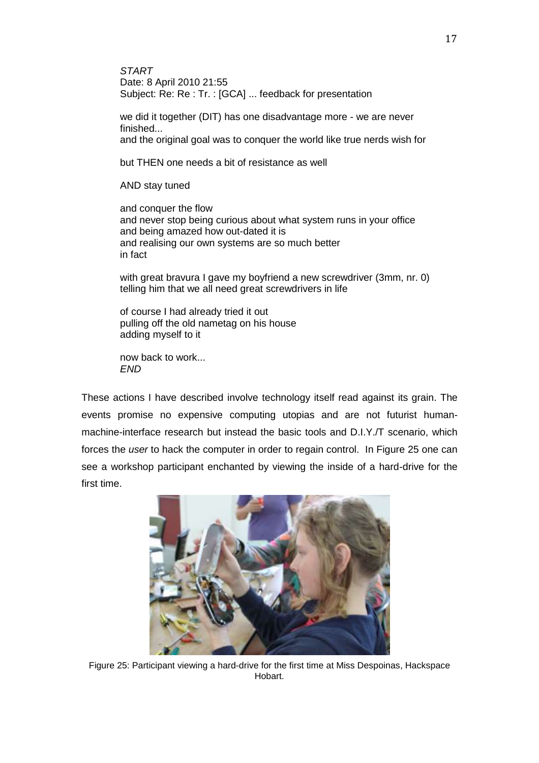*START*
Date: 8 April 2010 21:55
Subject: Re: Re : Tr. : [GCA] ... feedback for presentation

we did it together (DIT) has one disadvantage more - we are never finished...
and the original goal was to conquer the world like true nerds wish for

but THEN one needs a bit of resistance as well

AND stay tuned

and conquer the flow
and never stop being curious about what system runs in your office
and being amazed how out-dated it is
and realising our own systems are so much better
in fact

with great bravura I gave my boyfriend a new screwdriver (3mm, nr. 0)
telling him that we all need great screwdrivers in life

of course I had already tried it out
pulling off the old nametag on his house
adding myself to it

now back to work...
*END*

These actions I have described involve technology itself read against its grain. The events promise no expensive computing utopias and are not futurist human-machine-interface research but instead the basic tools and D.I.Y./T scenario, which forces the *user* to hack the computer in order to regain control. In Figure 25 one can see a workshop participant enchanted by viewing the inside of a hard-drive for the first time.

Figure 25: Participant viewing a hard-drive for the first time at Miss Despoinas, Hackspace Hobart.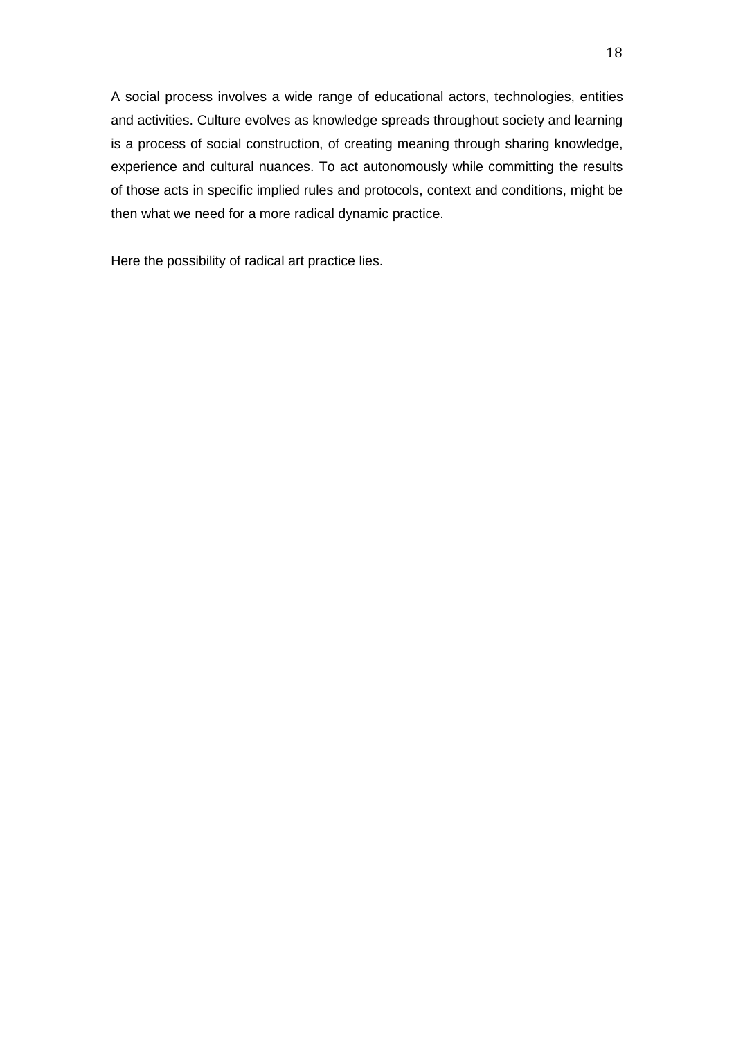A social process involves a wide range of educational actors, technologies, entities and activities. Culture evolves as knowledge spreads throughout society and learning is a process of social construction, of creating meaning through sharing knowledge, experience and cultural nuances. To act autonomously while committing the results of those acts in specific implied rules and protocols, context and conditions, might be then what we need for a more radical dynamic practice.

Here the possibility of radical art practice lies.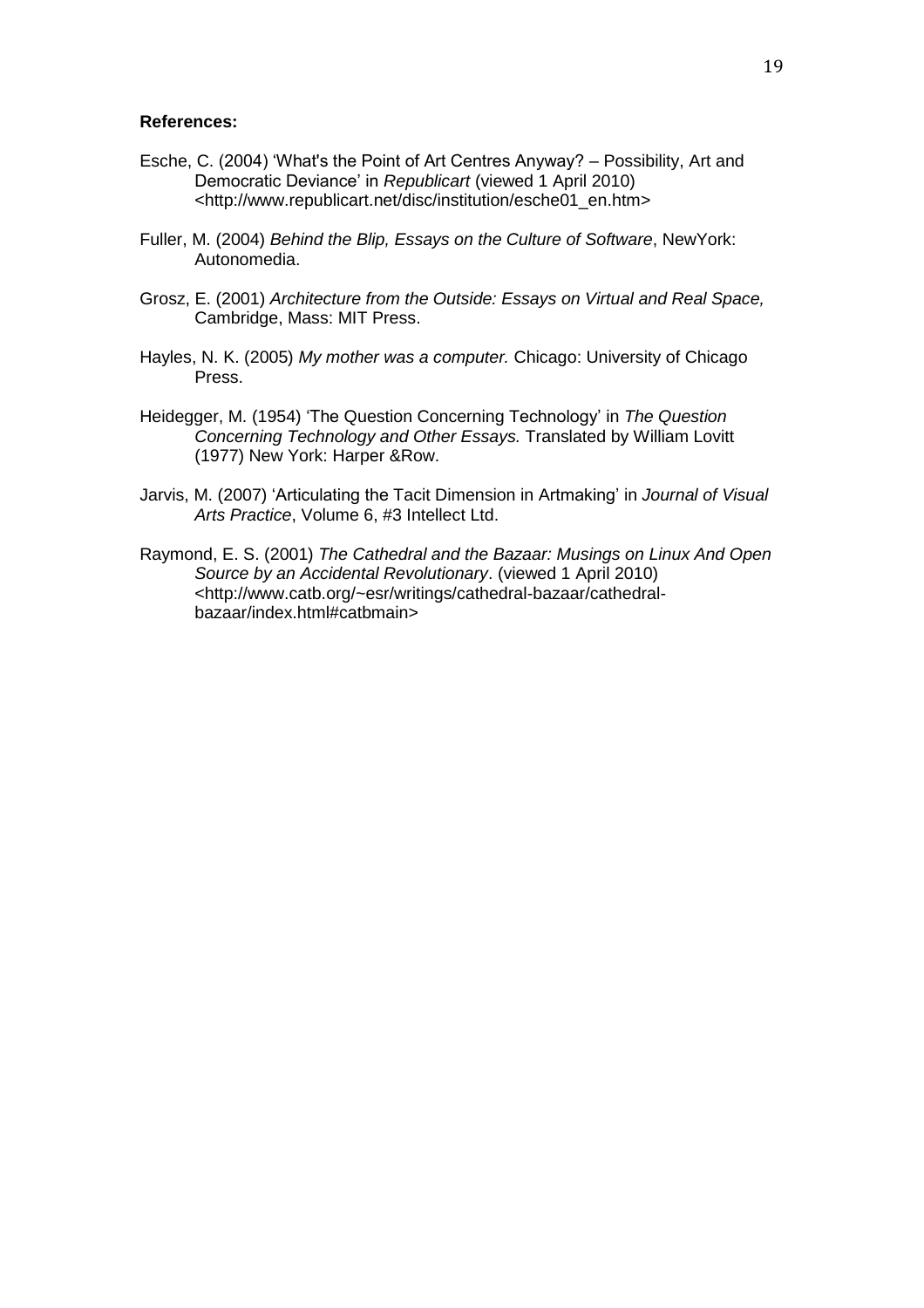**References:**

Esche, C. (2004) 'What's the Point of Art Centres Anyway? – Possibility, Art and Democratic Deviance' in *Republicart* (viewed 1 April 2010) <http://www.republicart.net/disc/institution/esche01_en.htm>

Fuller, M. (2004) *Behind the Blip, Essays on the Culture of Software*, NewYork: Autonomedia.

Grosz, E. (2001) *Architecture from the Outside: Essays on Virtual and Real Space,* Cambridge, Mass: MIT Press.

Hayles, N. K. (2005) *My mother was a computer.* Chicago: University of Chicago Press.

Heidegger, M. (1954) 'The Question Concerning Technology' in *The Question Concerning Technology and Other Essays.* Translated by William Lovitt (1977) New York: Harper &Row.

Jarvis, M. (2007) 'Articulating the Tacit Dimension in Artmaking' in *Journal of Visual Arts Practice*, Volume 6, #3 Intellect Ltd.

Raymond, E. S. (2001) *The Cathedral and the Bazaar: Musings on Linux And Open Source by an Accidental Revolutionary*. (viewed 1 April 2010) <http://www.catb.org/~esr/writings/cathedral-bazaar/cathedral-bazaar/index.html#catbmain>